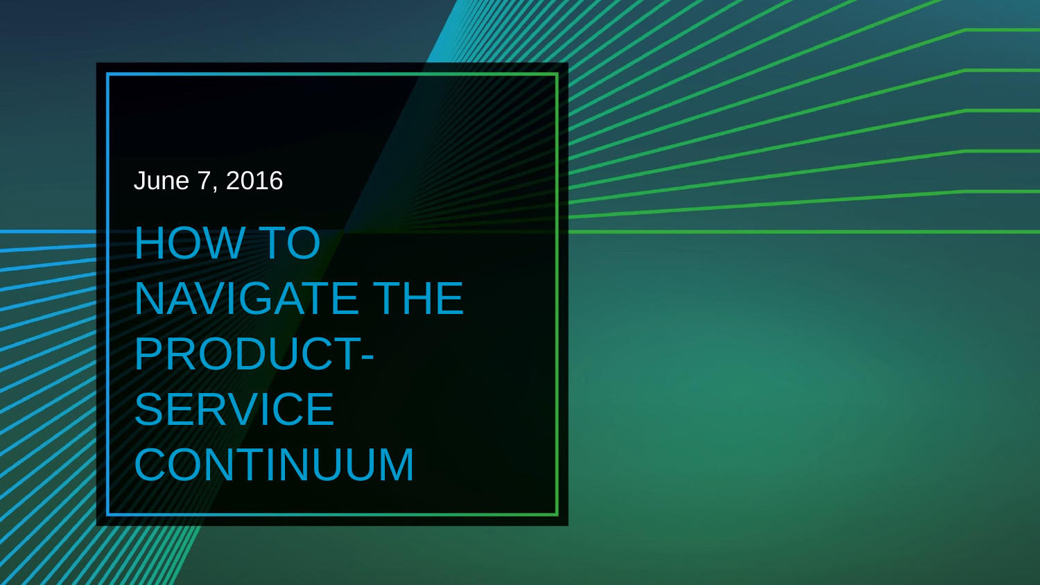June 7, 2016

# HOW TO NAVIGATE THE PRODUCT-SERVICE CONTINUUM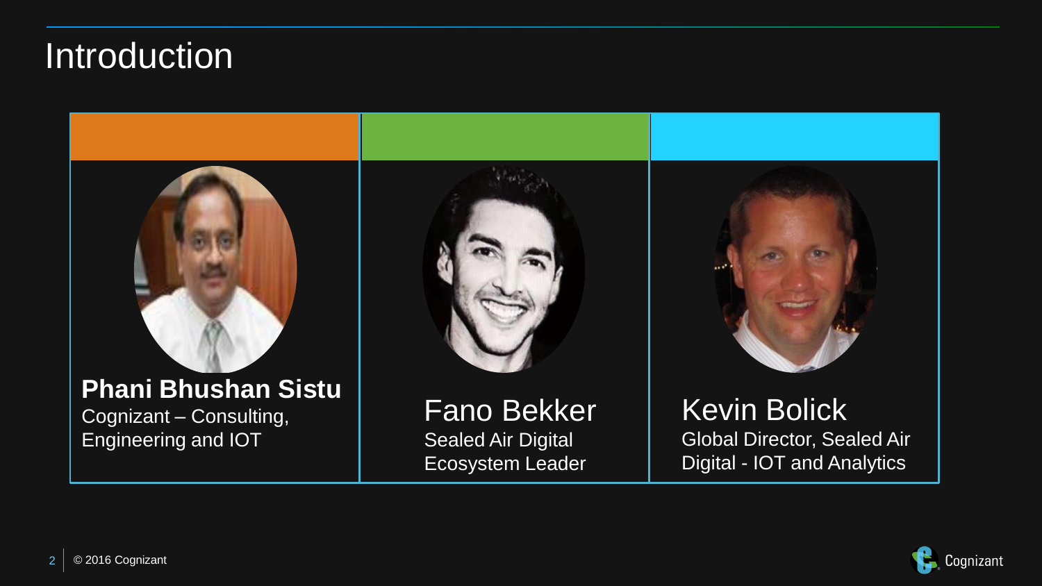# Introduction

**Phani Bhushan Sistu**
Cognizant – Consulting, Engineering and IOT

Fano Bekker
Sealed Air Digital Ecosystem Leader

Kevin Bolick
Global Director, Sealed Air Digital - IOT and Analytics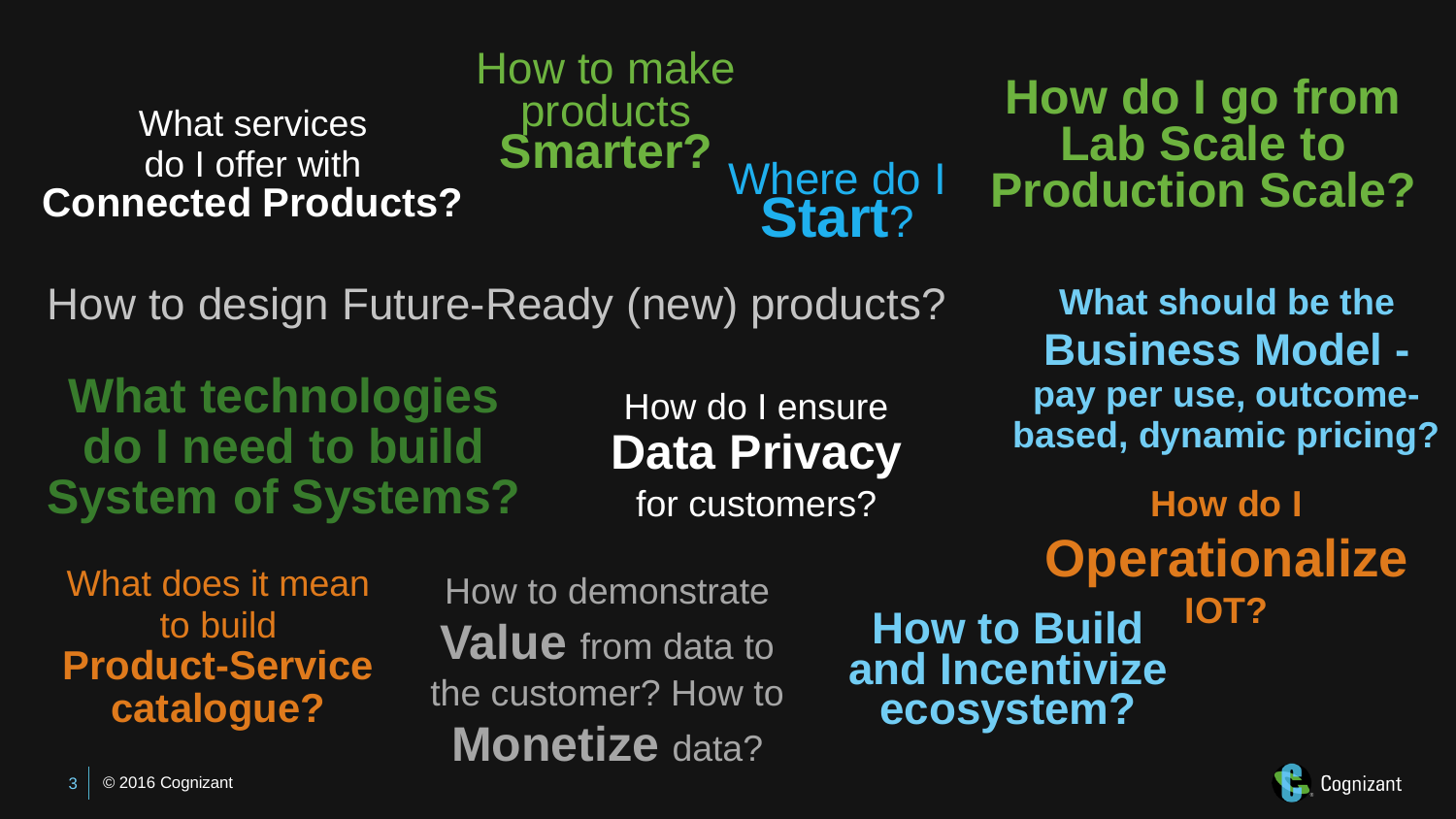What services do I offer with **Connected Products?**

How to make products **Smarter?**

Where do I **Start**?

**How do I go from Lab Scale to Production Scale?**

How to design Future-Ready (new) products?

**What should be the Business Model - pay per use, outcome-based, dynamic pricing?**

**What technologies do I need to build System of Systems?**

How do I ensure **Data Privacy** for customers?

**How do I Operationalize IOT?**

What does it mean to build **Product-Service catalogue?**

How to demonstrate **Value** from data to the customer? How to **Monetize** data?

**How to Build and Incentivize ecosystem?**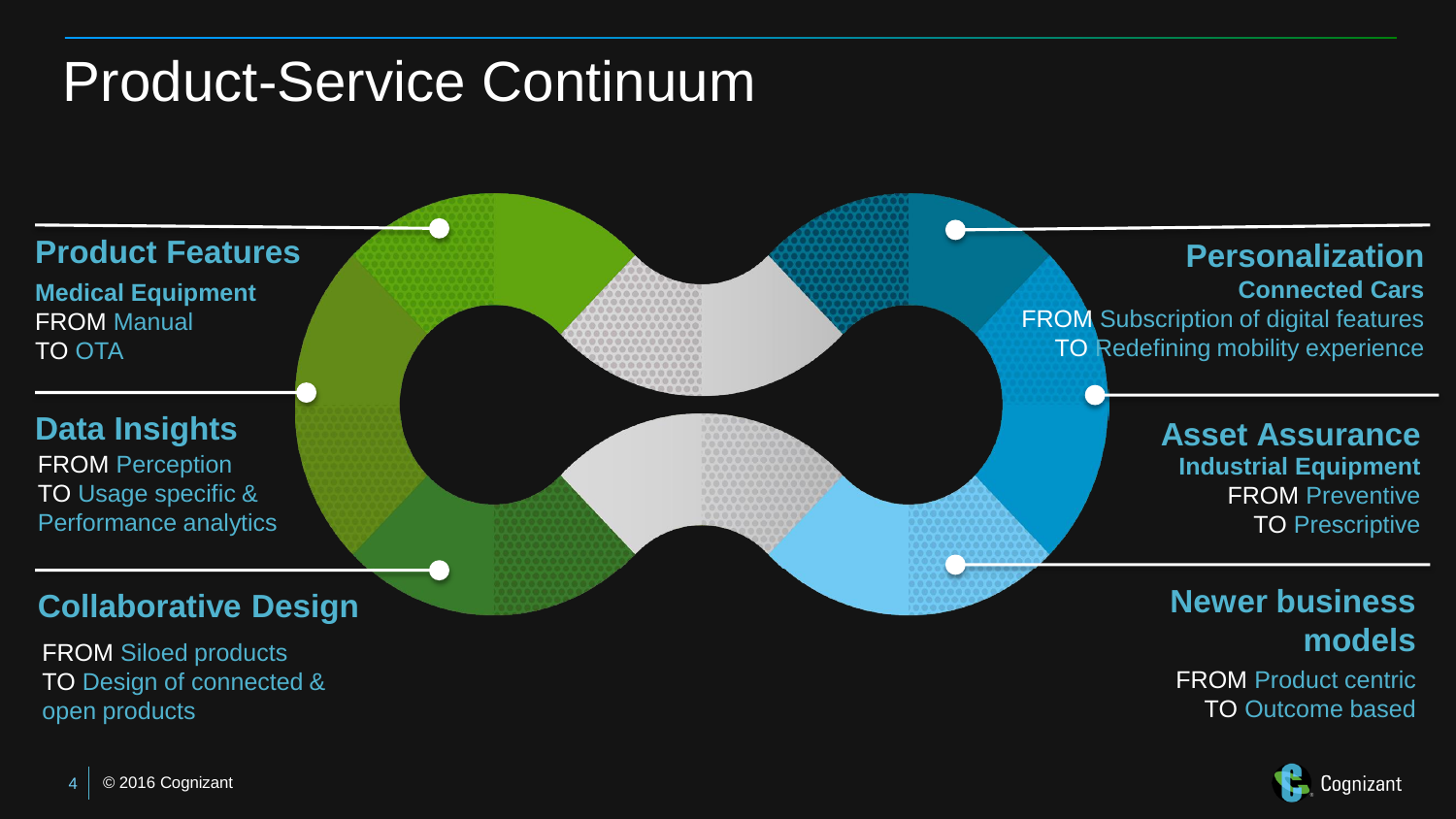# Product-Service Continuum

## Product Features

**Medical Equipment**

FROM Manual
TO OTA

## Data Insights

FROM Perception
TO Usage specific & Performance analytics

## Collaborative Design

FROM Siloed products
TO Design of connected & open products

## Personalization

**Connected Cars**

FROM Subscription of digital features
TO Redefining mobility experience

## Asset Assurance

**Industrial Equipment**

FROM Preventive
TO Prescriptive

## Newer business models

FROM Product centric
TO Outcome based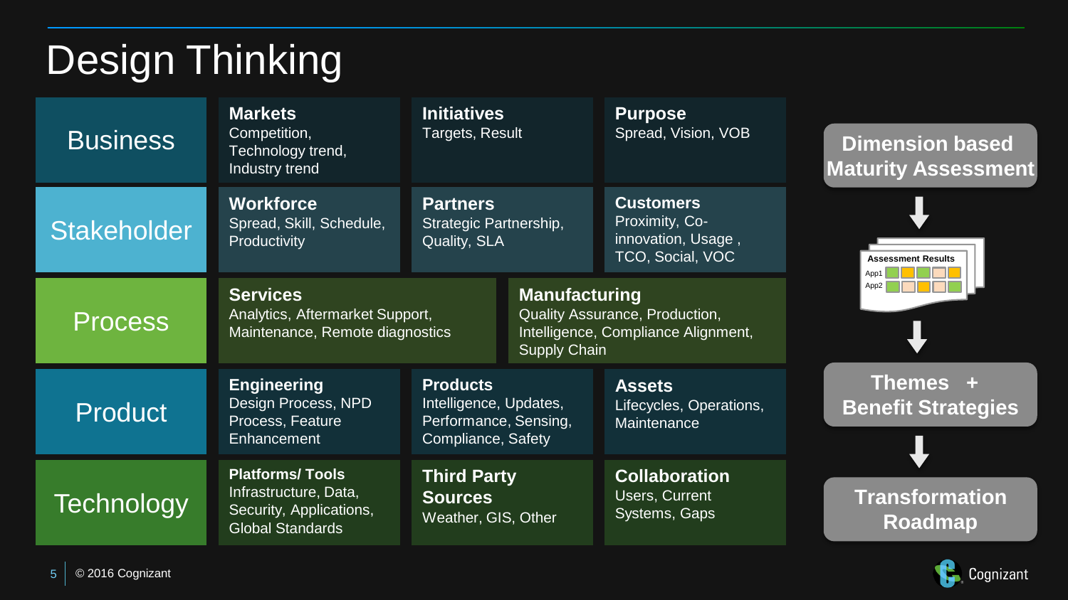# Design Thinking

| Dimension | | | |
|---|---|---|---|
| **Business** | **Markets** Competition, Technology trend, Industry trend | **Initiatives** Targets, Result | **Purpose** Spread, Vision, VOB |
| **Stakeholder** | **Workforce** Spread, Skill, Schedule, Productivity | **Partners** Strategic Partnership, Quality, SLA | **Customers** Proximity, Co-innovation, Usage , TCO, Social, VOC |
| **Process** | **Services** Analytics, Aftermarket Support, Maintenance, Remote diagnostics | **Manufacturing** Quality Assurance, Production, Intelligence, Compliance Alignment, Supply Chain | |
| **Product** | **Engineering** Design Process, NPD Process, Feature Enhancement | **Products** Intelligence, Updates, Performance, Sensing, Compliance, Safety | **Assets** Lifecycles, Operations, Maintenance |
| **Technology** | **Platforms/ Tools** Infrastructure, Data, Security, Applications, Global Standards | **Third Party Sources** Weather, GIS, Other | **Collaboration** Users, Current Systems, Gaps |

**Dimension based Maturity Assessment**

↓

Assessment Results (App1, App2)

↓

**Themes + Benefit Strategies**

↓

**Transformation Roadmap**

© 2016 Cognizant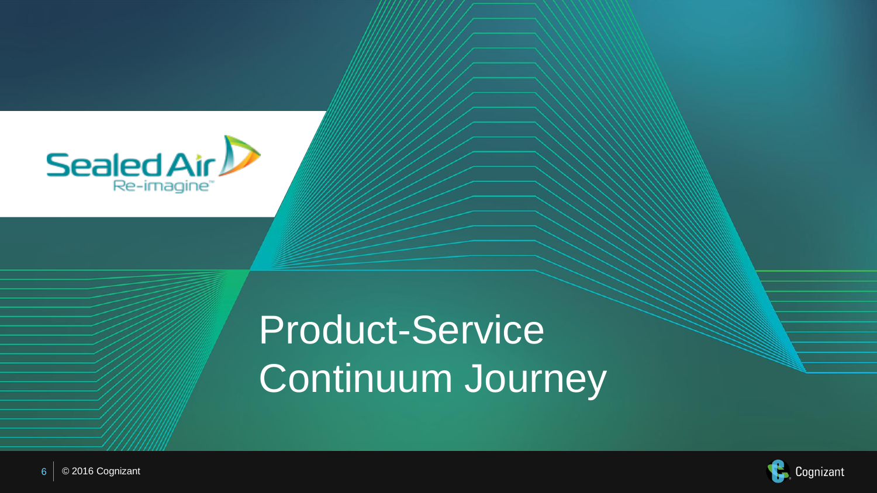Sealed Air Re-imagine

# Product-Service Continuum Journey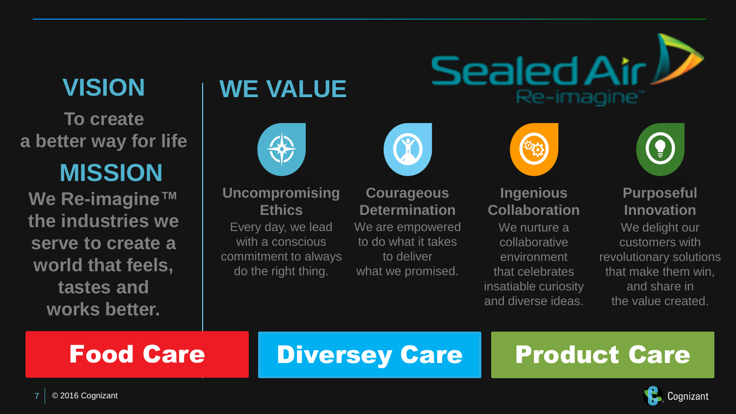# VISION

**To create a better way for life**

# MISSION

**We Re-imagine™ the industries we serve to create a world that feels, tastes and works better.**

# WE VALUE

Sealed Air Re-imagine™

### Uncompromising Ethics

Every day, we lead with a conscious commitment to always do the right thing.

### Courageous Determination

We are empowered to do what it takes to deliver what we promised.

### Ingenious Collaboration

We nurture a collaborative environment that celebrates insatiable curiosity and diverse ideas.

### Purposeful Innovation

We delight our customers with revolutionary solutions that make them win, and share in the value created.

**Food Care** | **Diversey Care** | **Product Care**

© 2016 Cognizant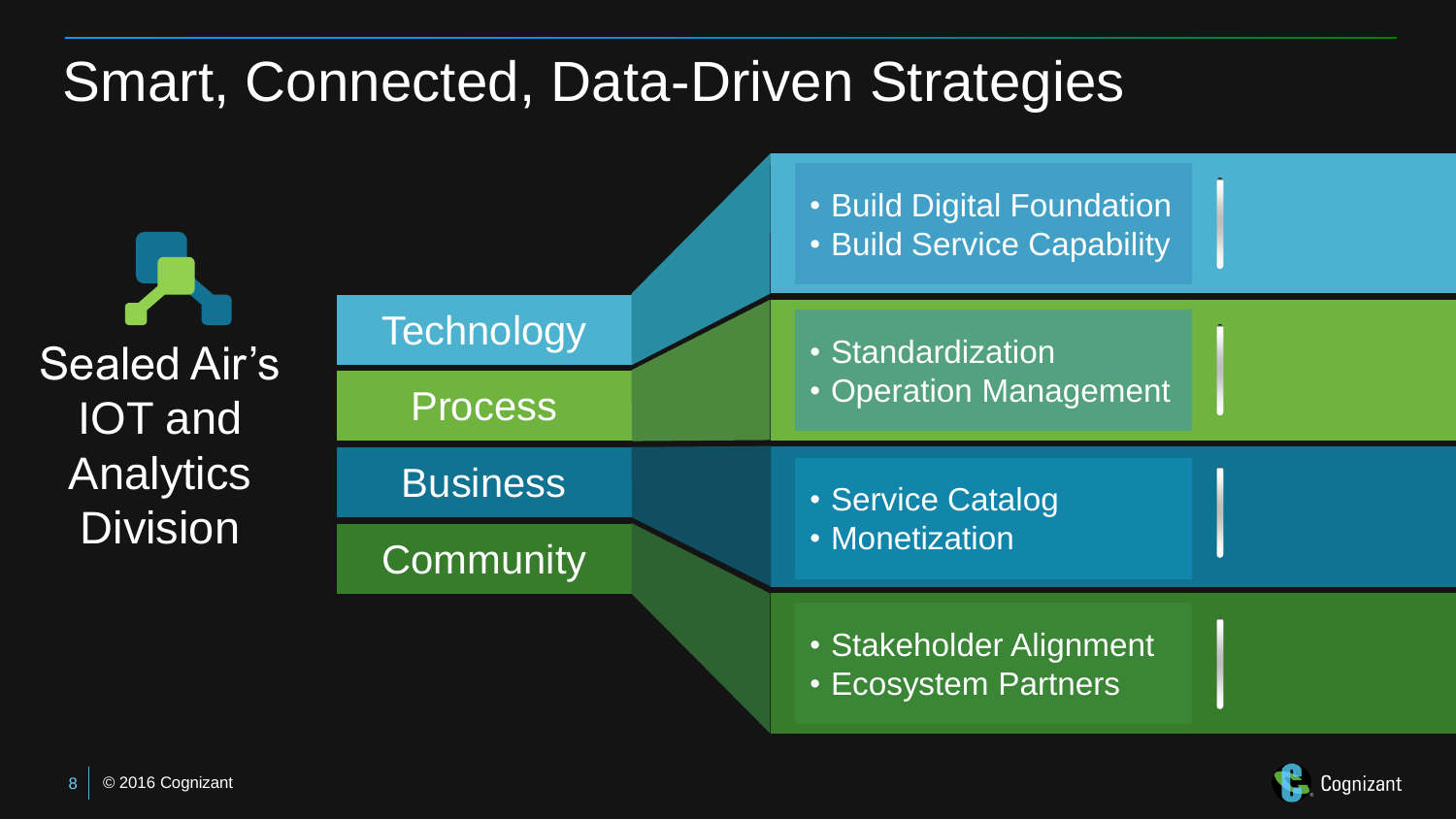# Smart, Connected, Data-Driven Strategies

Sealed Air's IOT and Analytics Division

- **Technology**
  - Build Digital Foundation
  - Build Service Capability
- **Process**
  - Standardization
  - Operation Management
- **Business**
  - Service Catalog
  - Monetization
- **Community**
  - Stakeholder Alignment
  - Ecosystem Partners

© 2016 Cognizant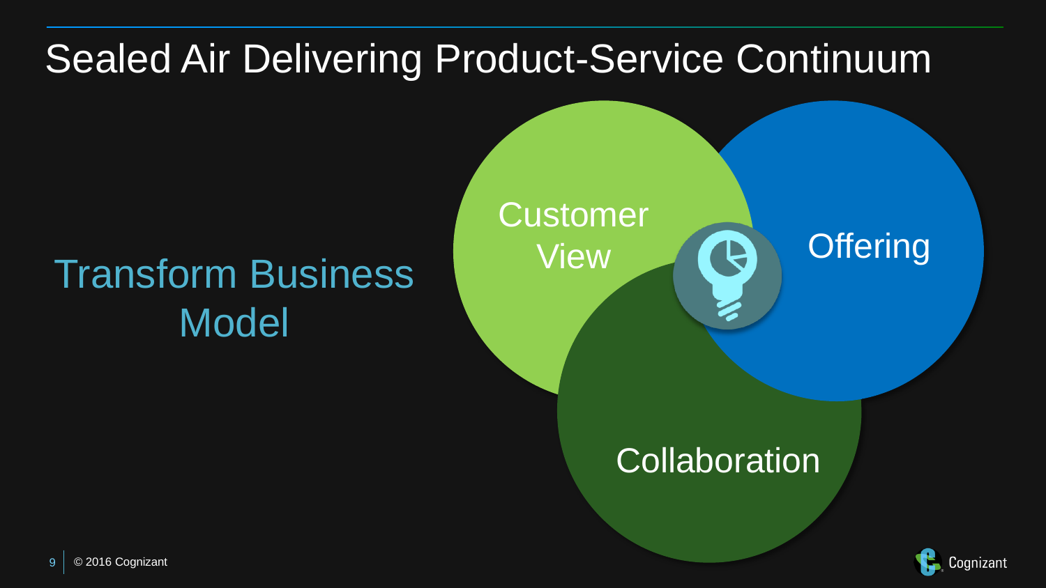# Sealed Air Delivering Product-Service Continuum

## Transform Business Model

- Customer View
- Offering
- Collaboration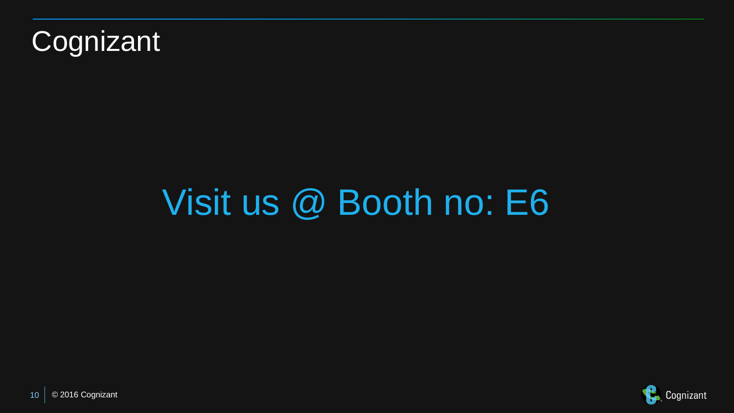# Cognizant

Visit us @ Booth no: E6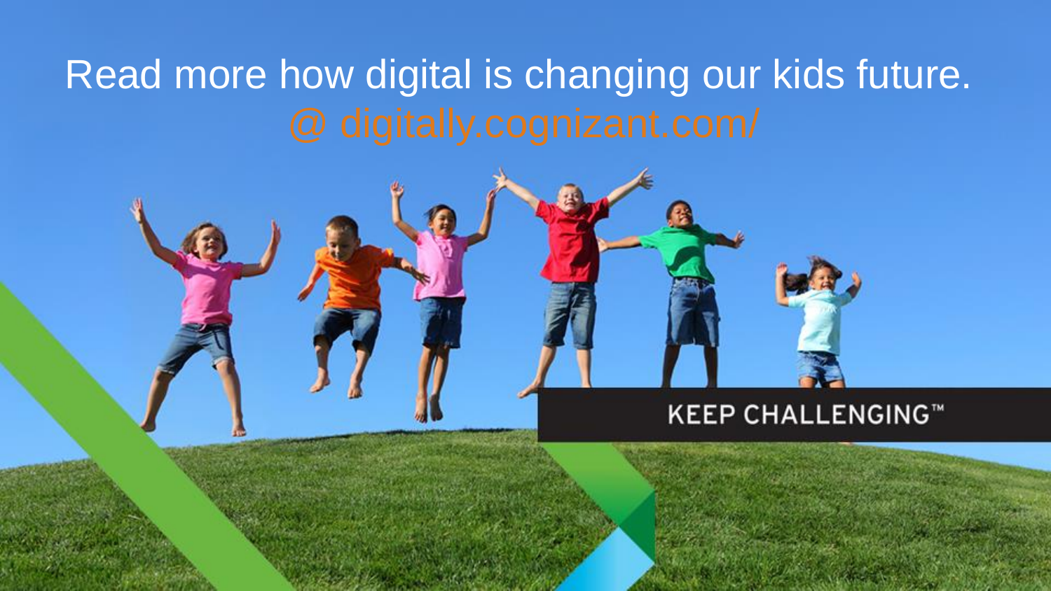Read more how digital is changing our kids future.

@ digitally.cognizant.com/

KEEP CHALLENGING™